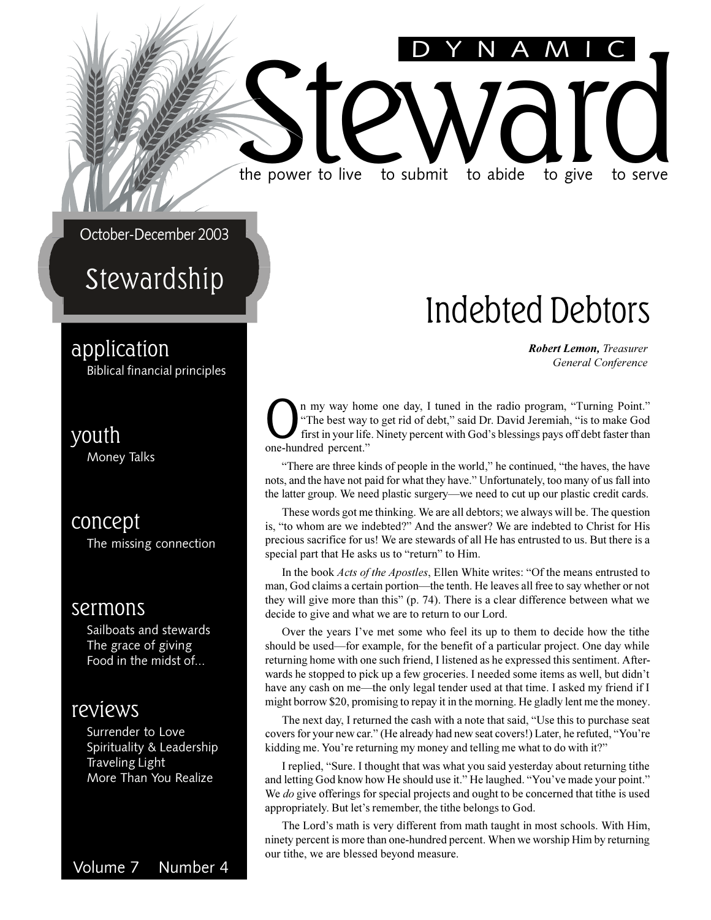# DYNAMIC Steward

the power to live to submit to abide to give to serve

October-December 2003

**Stewardship**

**application**
Biblical financial principles

**youth**
Money Talks

**concept**
The missing connection

**sermons**
Sailboats and stewards
The grace of giving
Food in the midst of...

**reviews**
Surrender to Love
Spirituality & Leadership
Traveling Light
More Than You Realize

Volume 7 Number 4

## Indebted Debtors

***Robert Lemon,*** *Treasurer*
*General Conference*

On my way home one day, I tuned in the radio program, "Turning Point." "The best way to get rid of debt," said Dr. David Jeremiah, "is to make God first in your life. Ninety percent with God's blessings pays off debt faster than one-hundred percent."

"There are three kinds of people in the world," he continued, "the haves, the have nots, and the have not paid for what they have." Unfortunately, too many of us fall into the latter group. We need plastic surgery—we need to cut up our plastic credit cards.

These words got me thinking. We are all debtors; we always will be. The question is, "to whom are we indebted?" And the answer? We are indebted to Christ for His precious sacrifice for us! We are stewards of all He has entrusted to us. But there is a special part that He asks us to "return" to Him.

In the book *Acts of the Apostles*, Ellen White writes: "Of the means entrusted to man, God claims a certain portion—the tenth. He leaves all free to say whether or not they will give more than this" (p. 74). There is a clear difference between what we decide to give and what we are to return to our Lord.

Over the years I've met some who feel its up to them to decide how the tithe should be used—for example, for the benefit of a particular project. One day while returning home with one such friend, I listened as he expressed this sentiment. Afterwards he stopped to pick up a few groceries. I needed some items as well, but didn't have any cash on me—the only legal tender used at that time. I asked my friend if I might borrow $20, promising to repay it in the morning. He gladly lent me the money.

The next day, I returned the cash with a note that said, "Use this to purchase seat covers for your new car." (He already had new seat covers!) Later, he refuted, "You're kidding me. You're returning my money and telling me what to do with it?"

I replied, "Sure. I thought that was what you said yesterday about returning tithe and letting God know how He should use it." He laughed. "You've made your point." We *do* give offerings for special projects and ought to be concerned that tithe is used appropriately. But let's remember, the tithe belongs to God.

The Lord's math is very different from math taught in most schools. With Him, ninety percent is more than one-hundred percent. When we worship Him by returning our tithe, we are blessed beyond measure.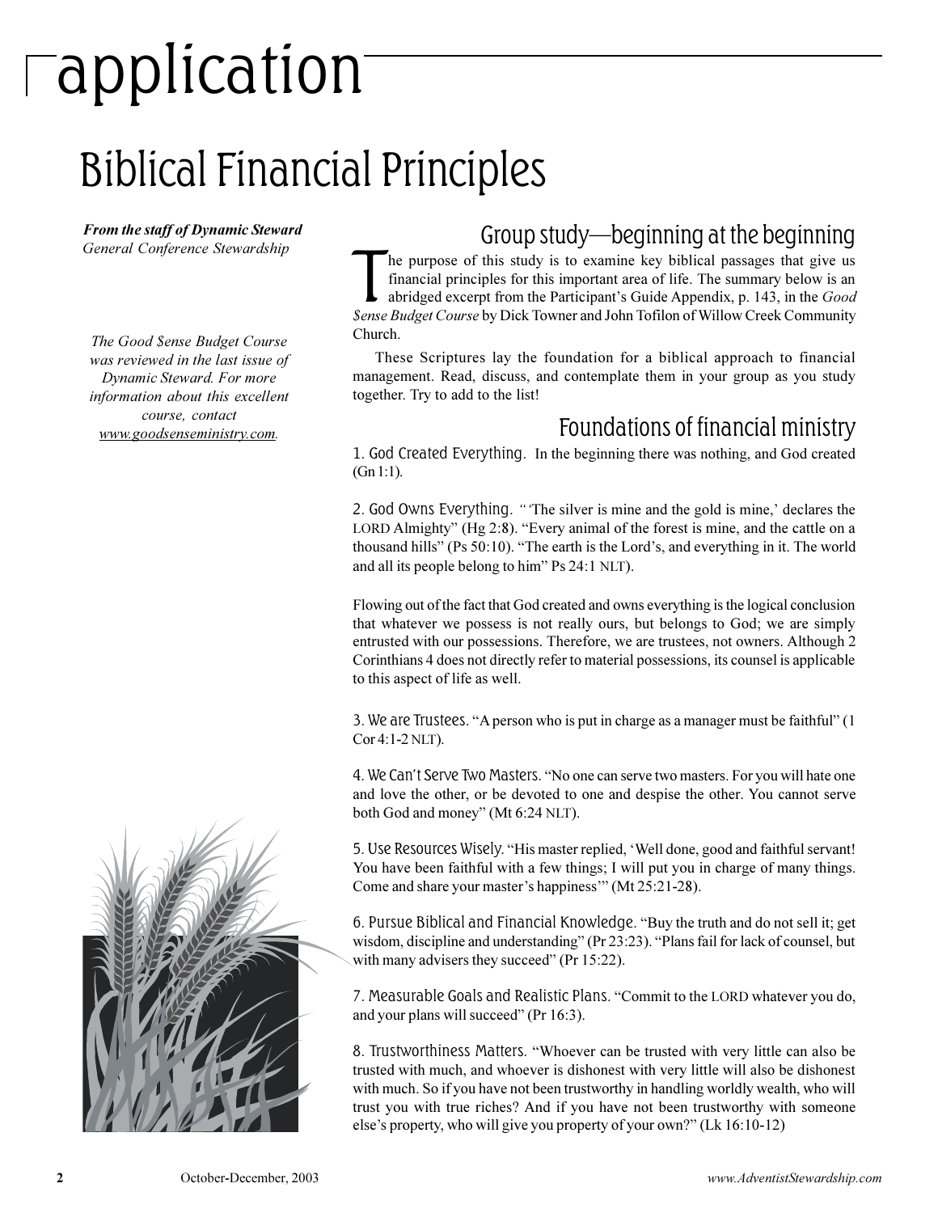# application

## Biblical Financial Principles

***From the staff of Dynamic Steward***
*General Conference Stewardship*

*The Good $ense Budget Course was reviewed in the last issue of Dynamic Steward. For more information about this excellent course, contact www.goodsenseministry.com.*

### Group study—beginning at the beginning

The purpose of this study is to examine key biblical passages that give us financial principles for this important area of life. The summary below is an abridged excerpt from the Participant's Guide Appendix, p. 143, in the *Good $ense Budget Course* by Dick Towner and John Tofilon of Willow Creek Community Church.

These Scriptures lay the foundation for a biblical approach to financial management. Read, discuss, and contemplate them in your group as you study together. Try to add to the list!

### Foundations of financial ministry

1. God Created Everything. In the beginning there was nothing, and God created (Gn 1:1).

2. God Owns Everything. "'The silver is mine and the gold is mine,' declares the LORD Almighty" (Hg 2:8). "Every animal of the forest is mine, and the cattle on a thousand hills" (Ps 50:10). "The earth is the Lord's, and everything in it. The world and all its people belong to him" Ps 24:1 NLT).

Flowing out of the fact that God created and owns everything is the logical conclusion that whatever we possess is not really ours, but belongs to God; we are simply entrusted with our possessions. Therefore, we are trustees, not owners. Although 2 Corinthians 4 does not directly refer to material possessions, its counsel is applicable to this aspect of life as well.

3. We are Trustees. "A person who is put in charge as a manager must be faithful" (1 Cor 4:1-2 NLT).

4. We Can't Serve Two Masters. "No one can serve two masters. For you will hate one and love the other, or be devoted to one and despise the other. You cannot serve both God and money" (Mt 6:24 NLT).

5. Use Resources Wisely. "His master replied, 'Well done, good and faithful servant! You have been faithful with a few things; I will put you in charge of many things. Come and share your master's happiness'" (Mt 25:21-28).

6. Pursue Biblical and Financial Knowledge. "Buy the truth and do not sell it; get wisdom, discipline and understanding" (Pr 23:23). "Plans fail for lack of counsel, but with many advisers they succeed" (Pr 15:22).

7. Measurable Goals and Realistic Plans. "Commit to the LORD whatever you do, and your plans will succeed" (Pr 16:3).

8. Trustworthiness Matters. "Whoever can be trusted with very little can also be trusted with much, and whoever is dishonest with very little will also be dishonest with much. So if you have not been trustworthy in handling worldly wealth, who will trust you with true riches? And if you have not been trustworthy with someone else's property, who will give you property of your own?" (Lk 16:10-12)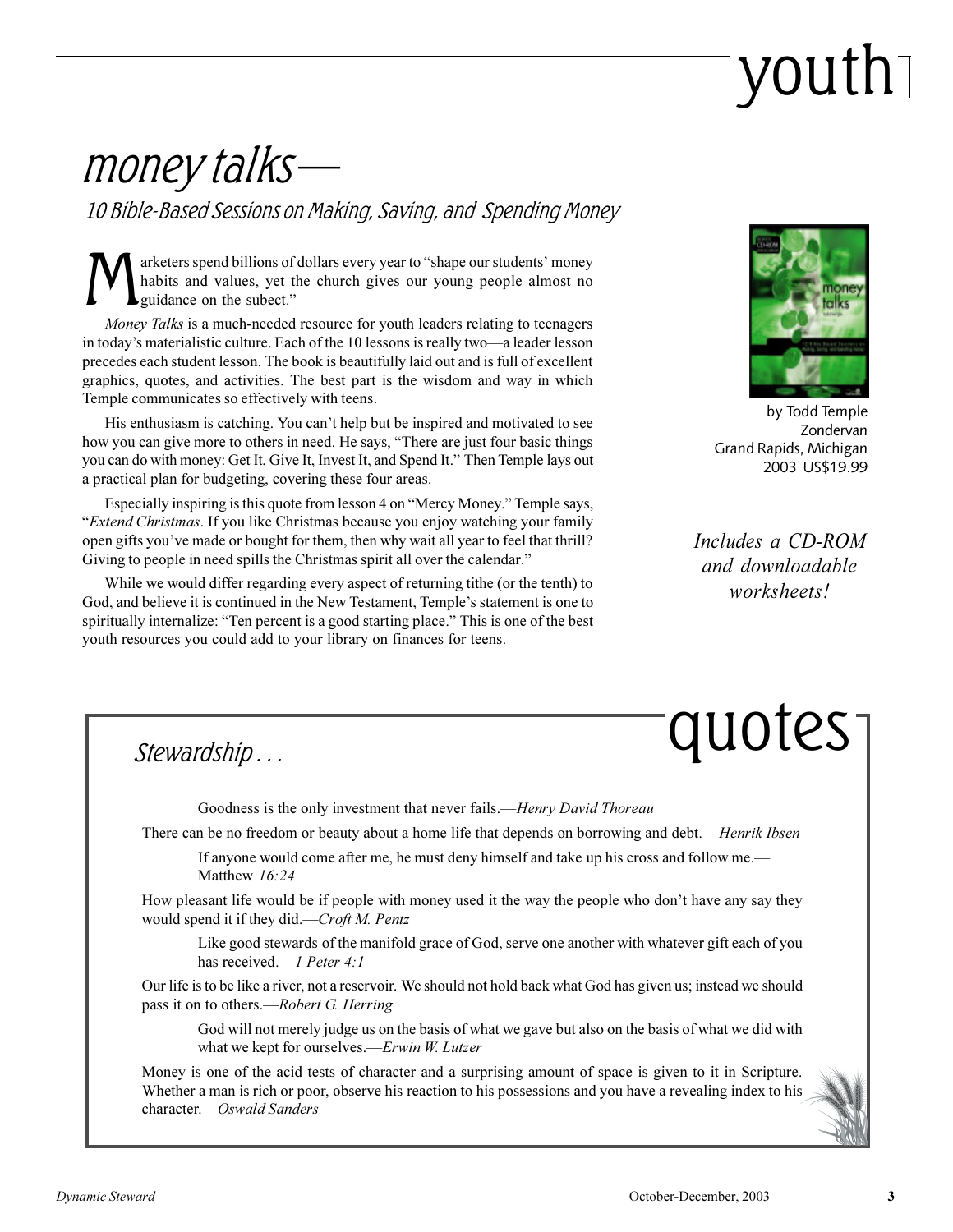# youth

## *money talks—*

### *10 Bible-Based Sessions on Making, Saving, and Spending Money*

Marketers spend billions of dollars every year to "shape our students' money habits and values, yet the church gives our young people almost no guidance on the subect."

*Money Talks* is a much-needed resource for youth leaders relating to teenagers in today's materialistic culture. Each of the 10 lessons is really two—a leader lesson precedes each student lesson. The book is beautifully laid out and is full of excellent graphics, quotes, and activities. The best part is the wisdom and way in which Temple communicates so effectively with teens.

His enthusiasm is catching. You can't help but be inspired and motivated to see how you can give more to others in need. He says, "There are just four basic things you can do with money: Get It, Give It, Invest It, and Spend It." Then Temple lays out a practical plan for budgeting, covering these four areas.

Especially inspiring is this quote from lesson 4 on "Mercy Money." Temple says, "*Extend Christmas*. If you like Christmas because you enjoy watching your family open gifts you've made or bought for them, then why wait all year to feel that thrill? Giving to people in need spills the Christmas spirit all over the calendar."

While we would differ regarding every aspect of returning tithe (or the tenth) to God, and believe it is continued in the New Testament, Temple's statement is one to spiritually internalize: "Ten percent is a good starting place." This is one of the best youth resources you could add to your library on finances for teens.

by Todd Temple
Zondervan
Grand Rapids, Michigan
2003 US$19.99

*Includes a CD-ROM and downloadable worksheets!*

# quotes

## *Stewardship . . .*

Goodness is the only investment that never fails.—*Henry David Thoreau*

There can be no freedom or beauty about a home life that depends on borrowing and debt.—*Henrik Ibsen*

If anyone would come after me, he must deny himself and take up his cross and follow me.—Matthew *16:24*

How pleasant life would be if people with money used it the way the people who don't have any say they would spend it if they did.—*Croft M. Pentz*

Like good stewards of the manifold grace of God, serve one another with whatever gift each of you has received.—*1 Peter 4:1*

Our life is to be like a river, not a reservoir. We should not hold back what God has given us; instead we should pass it on to others.—*Robert G. Herring*

God will not merely judge us on the basis of what we gave but also on the basis of what we did with what we kept for ourselves.—*Erwin W. Lutzer*

Money is one of the acid tests of character and a surprising amount of space is given to it in Scripture. Whether a man is rich or poor, observe his reaction to his possessions and you have a revealing index to his character.—*Oswald Sanders*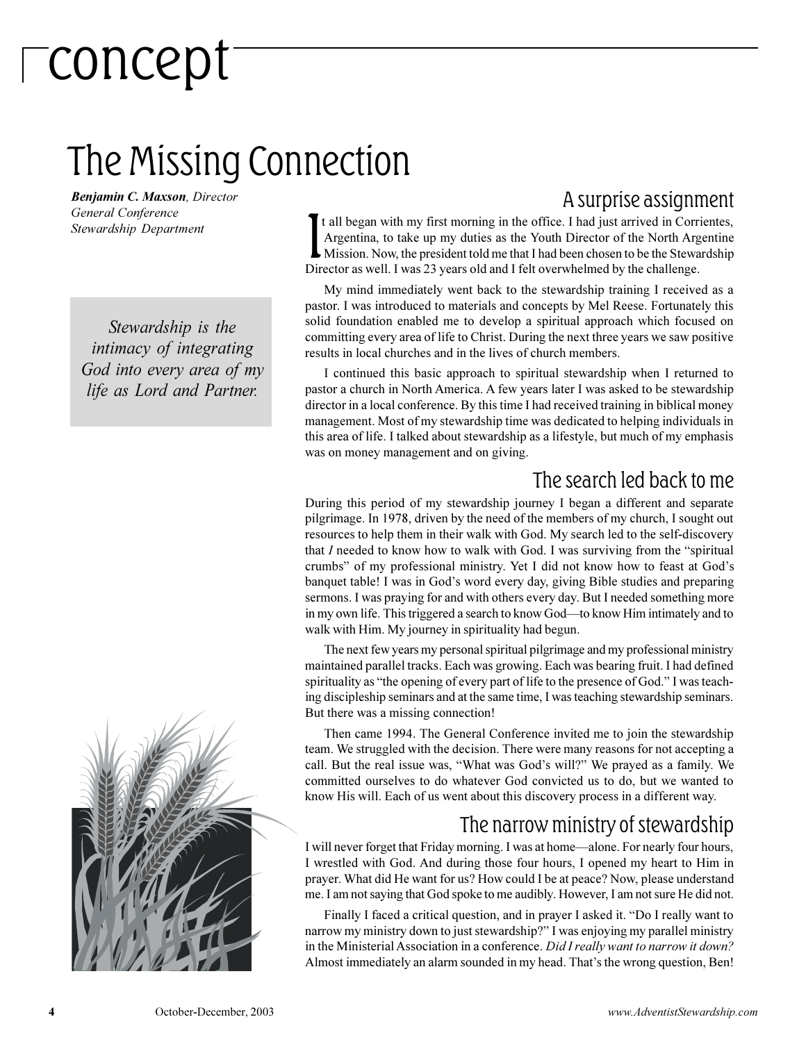# concept

## The Missing Connection

***Benjamin C. Maxson**, Director*
*General Conference*
*Stewardship Department*

> *Stewardship is the intimacy of integrating God into every area of my life as Lord and Partner.*

### A surprise assignment

It all began with my first morning in the office. I had just arrived in Corrientes, Argentina, to take up my duties as the Youth Director of the North Argentine Mission. Now, the president told me that I had been chosen to be the Stewardship Director as well. I was 23 years old and I felt overwhelmed by the challenge.

My mind immediately went back to the stewardship training I received as a pastor. I was introduced to materials and concepts by Mel Reese. Fortunately this solid foundation enabled me to develop a spiritual approach which focused on committing every area of life to Christ. During the next three years we saw positive results in local churches and in the lives of church members.

I continued this basic approach to spiritual stewardship when I returned to pastor a church in North America. A few years later I was asked to be stewardship director in a local conference. By this time I had received training in biblical money management. Most of my stewardship time was dedicated to helping individuals in this area of life. I talked about stewardship as a lifestyle, but much of my emphasis was on money management and on giving.

### The search led back to me

During this period of my stewardship journey I began a different and separate pilgrimage. In 1978, driven by the need of the members of my church, I sought out resources to help them in their walk with God. My search led to the self-discovery that *I* needed to know how to walk with God. I was surviving from the "spiritual crumbs" of my professional ministry. Yet I did not know how to feast at God's banquet table! I was in God's word every day, giving Bible studies and preparing sermons. I was praying for and with others every day. But I needed something more in my own life. This triggered a search to know God—to know Him intimately and to walk with Him. My journey in spirituality had begun.

The next few years my personal spiritual pilgrimage and my professional ministry maintained parallel tracks. Each was growing. Each was bearing fruit. I had defined spirituality as "the opening of every part of life to the presence of God." I was teaching discipleship seminars and at the same time, I was teaching stewardship seminars. But there was a missing connection!

Then came 1994. The General Conference invited me to join the stewardship team. We struggled with the decision. There were many reasons for not accepting a call. But the real issue was, "What was God's will?" We prayed as a family. We committed ourselves to do whatever God convicted us to do, but we wanted to know His will. Each of us went about this discovery process in a different way.

### The narrow ministry of stewardship

I will never forget that Friday morning. I was at home—alone. For nearly four hours, I wrestled with God. And during those four hours, I opened my heart to Him in prayer. What did He want for us? How could I be at peace? Now, please understand me. I am not saying that God spoke to me audibly. However, I am not sure He did not.

Finally I faced a critical question, and in prayer I asked it. "Do I really want to narrow my ministry down to just stewardship?" I was enjoying my parallel ministry in the Ministerial Association in a conference. *Did I really want to narrow it down?* Almost immediately an alarm sounded in my head. That's the wrong question, Ben!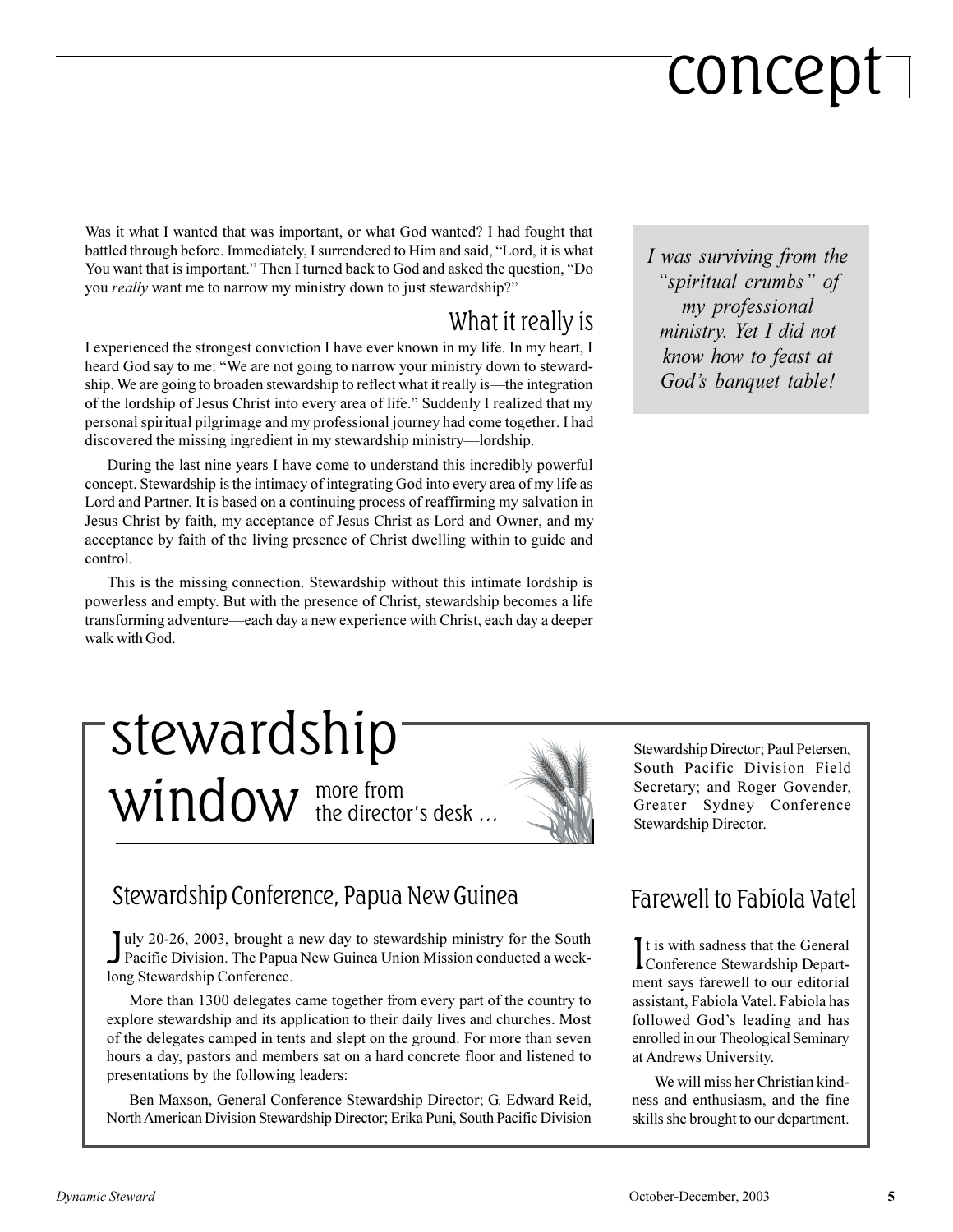# concept

Was it what I wanted that was important, or what God wanted? I had fought that battled through before. Immediately, I surrendered to Him and said, "Lord, it is what You want that is important." Then I turned back to God and asked the question, "Do you *really* want me to narrow my ministry down to just stewardship?"

## What it really is

I experienced the strongest conviction I have ever known in my life. In my heart, I heard God say to me: "We are not going to narrow your ministry down to stewardship. We are going to broaden stewardship to reflect what it really is—the integration of the lordship of Jesus Christ into every area of life." Suddenly I realized that my personal spiritual pilgrimage and my professional journey had come together. I had discovered the missing ingredient in my stewardship ministry—lordship.

During the last nine years I have come to understand this incredibly powerful concept. Stewardship is the intimacy of integrating God into every area of my life as Lord and Partner. It is based on a continuing process of reaffirming my salvation in Jesus Christ by faith, my acceptance of Jesus Christ as Lord and Owner, and my acceptance by faith of the living presence of Christ dwelling within to guide and control.

This is the missing connection. Stewardship without this intimate lordship is powerless and empty. But with the presence of Christ, stewardship becomes a life transforming adventure—each day a new experience with Christ, each day a deeper walk with God.

> *I was surviving from the "spiritual crumbs" of my professional ministry. Yet I did not know how to feast at God's banquet table!*

# stewardship window

more from the director's desk …

## Stewardship Conference, Papua New Guinea

July 20-26, 2003, brought a new day to stewardship ministry for the South Pacific Division. The Papua New Guinea Union Mission conducted a week-long Stewardship Conference.

More than 1300 delegates came together from every part of the country to explore stewardship and its application to their daily lives and churches. Most of the delegates camped in tents and slept on the ground. For more than seven hours a day, pastors and members sat on a hard concrete floor and listened to presentations by the following leaders:

Ben Maxson, General Conference Stewardship Director; G. Edward Reid, North American Division Stewardship Director; Erika Puni, South Pacific Division Stewardship Director; Paul Petersen, South Pacific Division Field Secretary; and Roger Govender, Greater Sydney Conference Stewardship Director.

## Farewell to Fabiola Vatel

It is with sadness that the General Conference Stewardship Department says farewell to our editorial assistant, Fabiola Vatel. Fabiola has followed God's leading and has enrolled in our Theological Seminary at Andrews University.

We will miss her Christian kindness and enthusiasm, and the fine skills she brought to our department.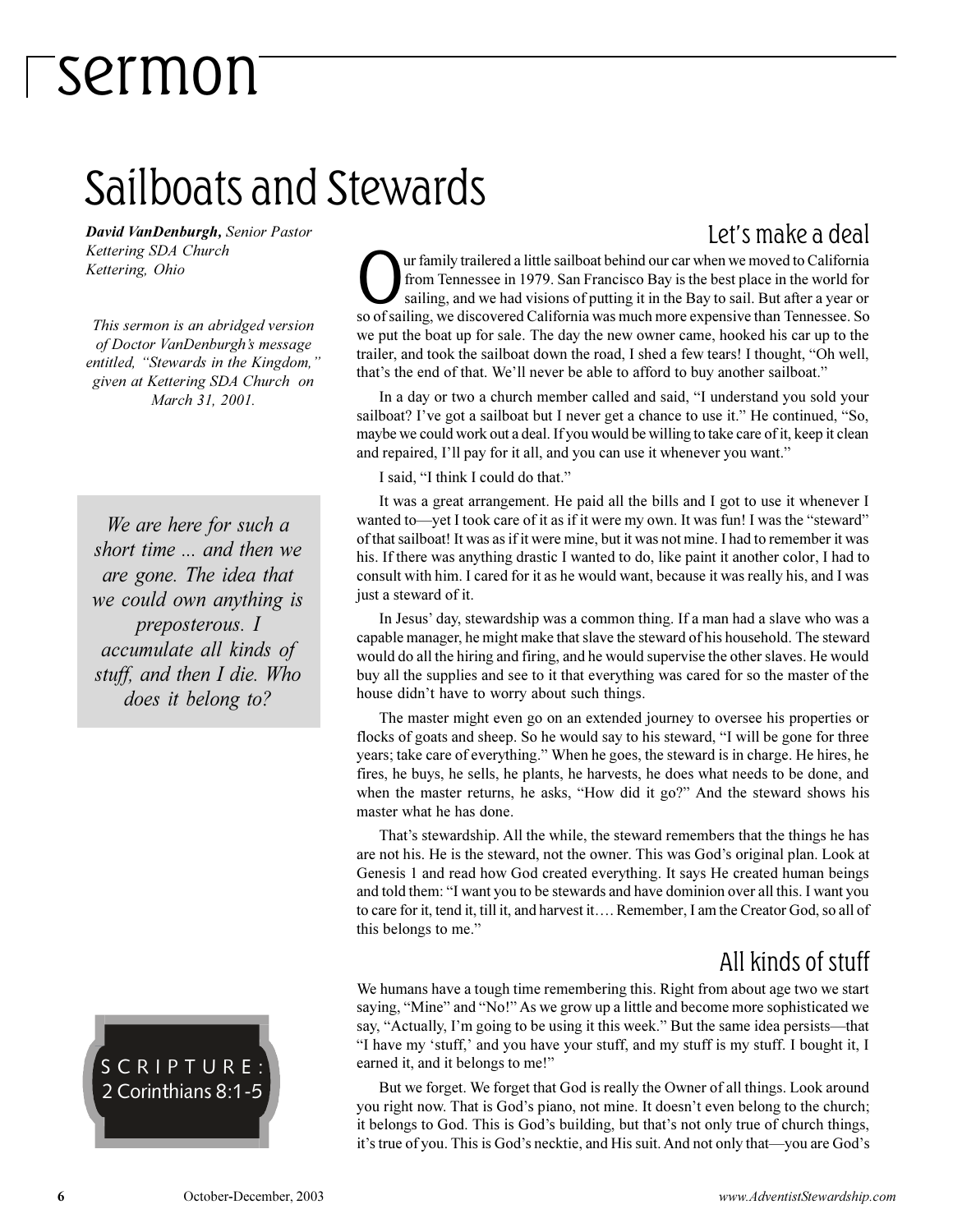# sermon

# Sailboats and Stewards

***David VanDenburgh,*** *Senior Pastor*
*Kettering SDA Church*
*Kettering, Ohio*

*This sermon is an abridged version of Doctor VanDenburgh's message entitled, "Stewards in the Kingdom," given at Kettering SDA Church on March 31, 2001.*

> *We are here for such a short time ... and then we are gone. The idea that we could own anything is preposterous. I accumulate all kinds of stuff, and then I die. Who does it belong to?*

SCRIPTURE:
2 Corinthians 8:1-5

## Let's make a deal

Our family trailered a little sailboat behind our car when we moved to California from Tennessee in 1979. San Francisco Bay is the best place in the world for sailing, and we had visions of putting it in the Bay to sail. But after a year or so of sailing, we discovered California was much more expensive than Tennessee. So we put the boat up for sale. The day the new owner came, hooked his car up to the trailer, and took the sailboat down the road, I shed a few tears! I thought, "Oh well, that's the end of that. We'll never be able to afford to buy another sailboat."

In a day or two a church member called and said, "I understand you sold your sailboat? I've got a sailboat but I never get a chance to use it." He continued, "So, maybe we could work out a deal. If you would be willing to take care of it, keep it clean and repaired, I'll pay for it all, and you can use it whenever you want."

I said, "I think I could do that."

It was a great arrangement. He paid all the bills and I got to use it whenever I wanted to—yet I took care of it as if it were my own. It was fun! I was the "steward" of that sailboat! It was as if it were mine, but it was not mine. I had to remember it was his. If there was anything drastic I wanted to do, like paint it another color, I had to consult with him. I cared for it as he would want, because it was really his, and I was just a steward of it.

In Jesus' day, stewardship was a common thing. If a man had a slave who was a capable manager, he might make that slave the steward of his household. The steward would do all the hiring and firing, and he would supervise the other slaves. He would buy all the supplies and see to it that everything was cared for so the master of the house didn't have to worry about such things.

The master might even go on an extended journey to oversee his properties or flocks of goats and sheep. So he would say to his steward, "I will be gone for three years; take care of everything." When he goes, the steward is in charge. He hires, he fires, he buys, he sells, he plants, he harvests, he does what needs to be done, and when the master returns, he asks, "How did it go?" And the steward shows his master what he has done.

That's stewardship. All the while, the steward remembers that the things he has are not his. He is the steward, not the owner. This was God's original plan. Look at Genesis 1 and read how God created everything. It says He created human beings and told them: "I want you to be stewards and have dominion over all this. I want you to care for it, tend it, till it, and harvest it…. Remember, I am the Creator God, so all of this belongs to me."

## All kinds of stuff

We humans have a tough time remembering this. Right from about age two we start saying, "Mine" and "No!" As we grow up a little and become more sophisticated we say, "Actually, I'm going to be using it this week." But the same idea persists—that "I have my 'stuff,' and you have your stuff, and my stuff is my stuff. I bought it, I earned it, and it belongs to me!"

But we forget. We forget that God is really the Owner of all things. Look around you right now. That is God's piano, not mine. It doesn't even belong to the church; it belongs to God. This is God's building, but that's not only true of church things, it's true of you. This is God's necktie, and His suit. And not only that—you are God's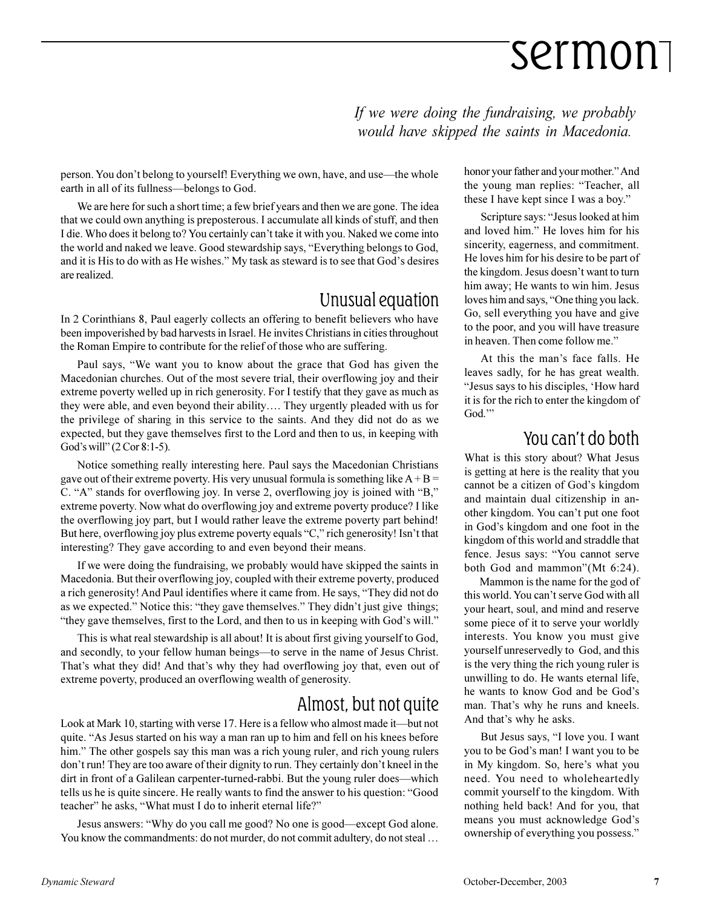*If we were doing the fundraising, we probably would have skipped the saints in Macedonia.*

person. You don't belong to yourself! Everything we own, have, and use—the whole earth in all of its fullness—belongs to God.

We are here for such a short time; a few brief years and then we are gone. The idea that we could own anything is preposterous. I accumulate all kinds of stuff, and then I die. Who does it belong to? You certainly can't take it with you. Naked we come into the world and naked we leave. Good stewardship says, "Everything belongs to God, and it is His to do with as He wishes." My task as steward is to see that God's desires are realized.

## Unusual equation

In 2 Corinthians 8, Paul eagerly collects an offering to benefit believers who have been impoverished by bad harvests in Israel. He invites Christians in cities throughout the Roman Empire to contribute for the relief of those who are suffering.

Paul says, "We want you to know about the grace that God has given the Macedonian churches. Out of the most severe trial, their overflowing joy and their extreme poverty welled up in rich generosity. For I testify that they gave as much as they were able, and even beyond their ability…. They urgently pleaded with us for the privilege of sharing in this service to the saints. And they did not do as we expected, but they gave themselves first to the Lord and then to us, in keeping with God's will" (2 Cor 8:1-5).

Notice something really interesting here. Paul says the Macedonian Christians gave out of their extreme poverty. His very unusual formula is something like A + B = C. "A" stands for overflowing joy. In verse 2, overflowing joy is joined with "B," extreme poverty. Now what do overflowing joy and extreme poverty produce? I like the overflowing joy part, but I would rather leave the extreme poverty part behind! But here, overflowing joy plus extreme poverty equals "C," rich generosity! Isn't that interesting? They gave according to and even beyond their means.

If we were doing the fundraising, we probably would have skipped the saints in Macedonia. But their overflowing joy, coupled with their extreme poverty, produced a rich generosity! And Paul identifies where it came from. He says, "They did not do as we expected." Notice this: "they gave themselves." They didn't just give things; "they gave themselves, first to the Lord, and then to us in keeping with God's will."

This is what real stewardship is all about! It is about first giving yourself to God, and secondly, to your fellow human beings—to serve in the name of Jesus Christ. That's what they did! And that's why they had overflowing joy that, even out of extreme poverty, produced an overflowing wealth of generosity.

## Almost, but not quite

Look at Mark 10, starting with verse 17. Here is a fellow who almost made it—but not quite. "As Jesus started on his way a man ran up to him and fell on his knees before him." The other gospels say this man was a rich young ruler, and rich young rulers don't run! They are too aware of their dignity to run. They certainly don't kneel in the dirt in front of a Galilean carpenter-turned-rabbi. But the young ruler does—which tells us he is quite sincere. He really wants to find the answer to his question: "Good teacher" he asks, "What must I do to inherit eternal life?"

Jesus answers: "Why do you call me good? No one is good—except God alone. You know the commandments: do not murder, do not commit adultery, do not steal … honor your father and your mother." And the young man replies: "Teacher, all these I have kept since I was a boy."

Scripture says: "Jesus looked at him and loved him." He loves him for his sincerity, eagerness, and commitment. He loves him for his desire to be part of the kingdom. Jesus doesn't want to turn him away; He wants to win him. Jesus loves him and says, "One thing you lack. Go, sell everything you have and give to the poor, and you will have treasure in heaven. Then come follow me."

At this the man's face falls. He leaves sadly, for he has great wealth. "Jesus says to his disciples, 'How hard it is for the rich to enter the kingdom of God.'"

## You can't do both

What is this story about? What Jesus is getting at here is the reality that you cannot be a citizen of God's kingdom and maintain dual citizenship in another kingdom. You can't put one foot in God's kingdom and one foot in the kingdom of this world and straddle that fence. Jesus says: "You cannot serve both God and mammon"(Mt 6:24).

Mammon is the name for the god of this world. You can't serve God with all your heart, soul, and mind and reserve some piece of it to serve your worldly interests. You know you must give yourself unreservedly to God, and this is the very thing the rich young ruler is unwilling to do. He wants eternal life, he wants to know God and be God's man. That's why he runs and kneels. And that's why he asks.

But Jesus says, "I love you. I want you to be God's man! I want you to be in My kingdom. So, here's what you need. You need to wholeheartedly commit yourself to the kingdom. With nothing held back! And for you, that means you must acknowledge God's ownership of everything you possess."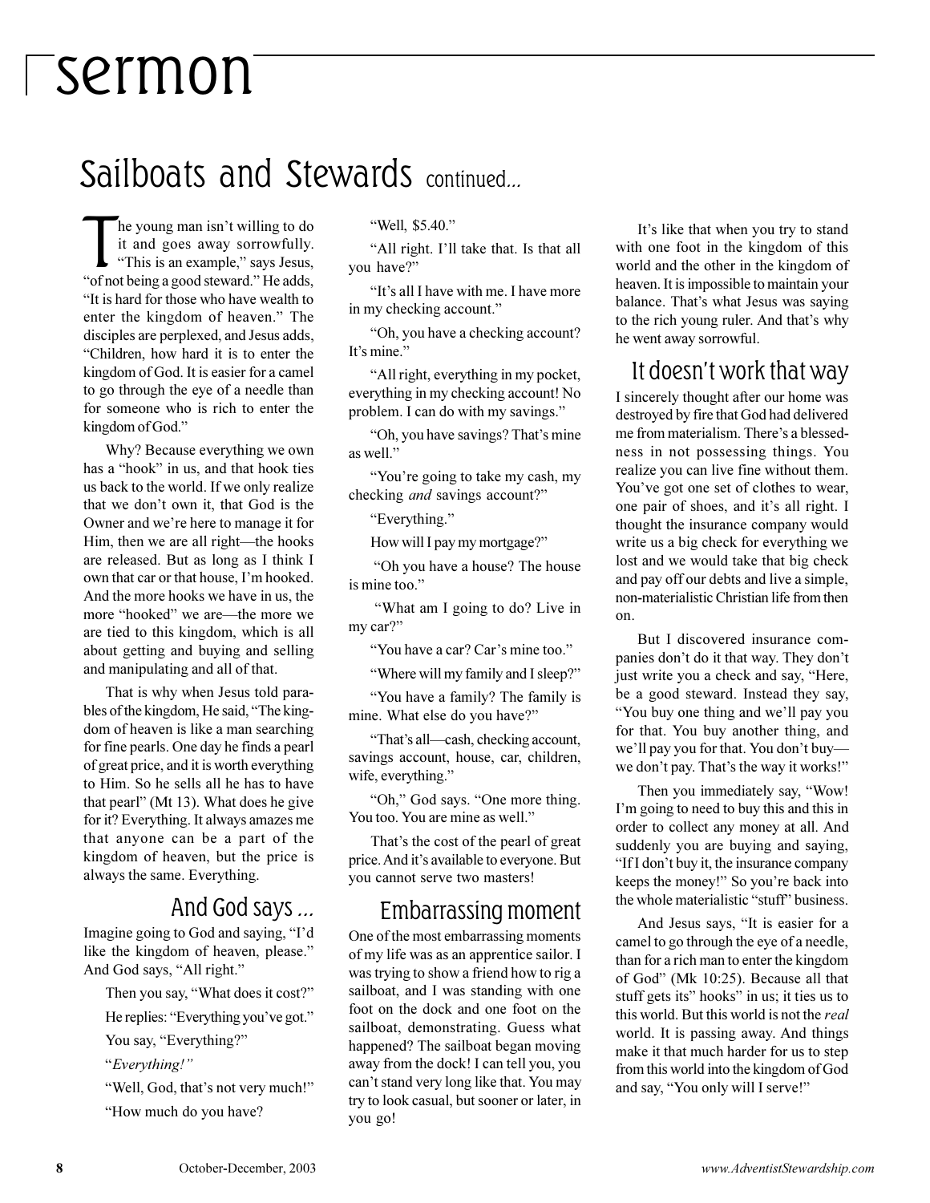# sermon

## Sailboats and Stewards continued...

The young man isn't willing to do it and goes away sorrowfully. "This is an example," says Jesus, "of not being a good steward." He adds, "It is hard for those who have wealth to enter the kingdom of heaven." The disciples are perplexed, and Jesus adds, "Children, how hard it is to enter the kingdom of God. It is easier for a camel to go through the eye of a needle than for someone who is rich to enter the kingdom of God."

Why? Because everything we own has a "hook" in us, and that hook ties us back to the world. If we only realize that we don't own it, that God is the Owner and we're here to manage it for Him, then we are all right—the hooks are released. But as long as I think I own that car or that house, I'm hooked. And the more hooks we have in us, the more "hooked" we are—the more we are tied to this kingdom, which is all about getting and buying and selling and manipulating and all of that.

That is why when Jesus told parables of the kingdom, He said, "The kingdom of heaven is like a man searching for fine pearls. One day he finds a pearl of great price, and it is worth everything to Him. So he sells all he has to have that pearl" (Mt 13). What does he give for it? Everything. It always amazes me that anyone can be a part of the kingdom of heaven, but the price is always the same. Everything.

### And God says ...

Imagine going to God and saying, "I'd like the kingdom of heaven, please." And God says, "All right."

Then you say, "What does it cost?"

He replies: "Everything you've got."

You say, "Everything?"

"*Everything!"*

"Well, God, that's not very much!"

"How much do you have?

"Well, $5.40."

"All right. I'll take that. Is that all you have?"

"It's all I have with me. I have more in my checking account."

"Oh, you have a checking account? It's mine."

"All right, everything in my pocket, everything in my checking account! No problem. I can do with my savings."

"Oh, you have savings? That's mine as well."

"You're going to take my cash, my checking *and* savings account?"

"Everything."

How will I pay my mortgage?"

"Oh you have a house? The house is mine too."

"What am I going to do? Live in my car?"

"You have a car? Car's mine too."

"Where will my family and I sleep?"

"You have a family? The family is mine. What else do you have?"

"That's all—cash, checking account, savings account, house, car, children, wife, everything."

"Oh," God says. "One more thing. You too. You are mine as well."

That's the cost of the pearl of great price. And it's available to everyone. But you cannot serve two masters!

### Embarrassing moment

One of the most embarrassing moments of my life was as an apprentice sailor. I was trying to show a friend how to rig a sailboat, and I was standing with one foot on the dock and one foot on the sailboat, demonstrating. Guess what happened? The sailboat began moving away from the dock! I can tell you, you can't stand very long like that. You may try to look casual, but sooner or later, in you go!

It's like that when you try to stand with one foot in the kingdom of this world and the other in the kingdom of heaven. It is impossible to maintain your balance. That's what Jesus was saying to the rich young ruler. And that's why he went away sorrowful.

### It doesn't work that way

I sincerely thought after our home was destroyed by fire that God had delivered me from materialism. There's a blessedness in not possessing things. You realize you can live fine without them. You've got one set of clothes to wear, one pair of shoes, and it's all right. I thought the insurance company would write us a big check for everything we lost and we would take that big check and pay off our debts and live a simple, non-materialistic Christian life from then on.

But I discovered insurance companies don't do it that way. They don't just write you a check and say, "Here, be a good steward. Instead they say, "You buy one thing and we'll pay you for that. You buy another thing, and we'll pay you for that. You don't buy—we don't pay. That's the way it works!"

Then you immediately say, "Wow! I'm going to need to buy this and this in order to collect any money at all. And suddenly you are buying and saying, "If I don't buy it, the insurance company keeps the money!" So you're back into the whole materialistic "stuff" business.

And Jesus says, "It is easier for a camel to go through the eye of a needle, than for a rich man to enter the kingdom of God" (Mk 10:25). Because all that stuff gets its" hooks" in us; it ties us to this world. But this world is not the *real* world. It is passing away. And things make it that much harder for us to step from this world into the kingdom of God and say, "You only will I serve!"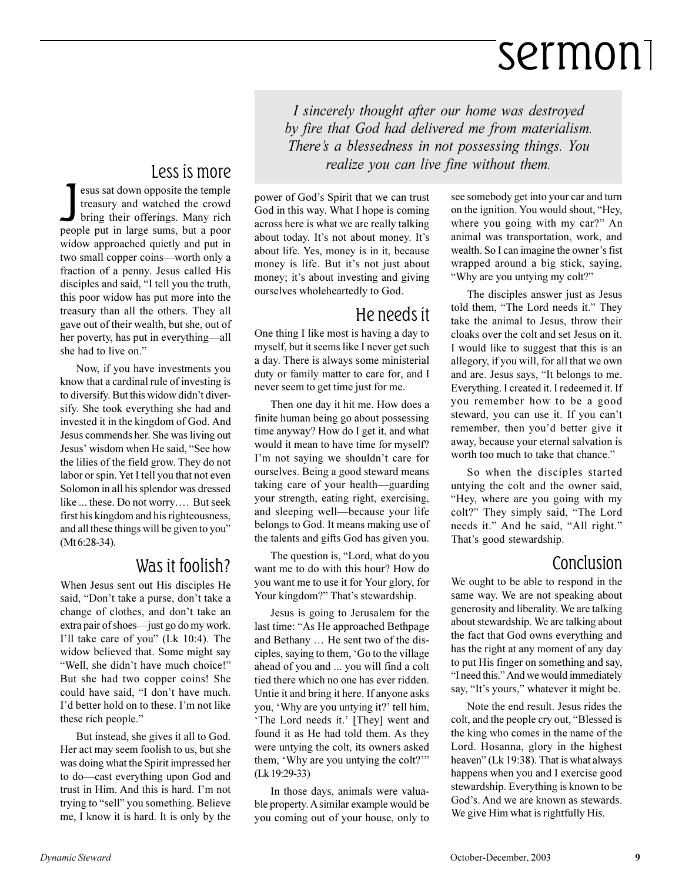*I sincerely thought after our home was destroyed by fire that God had delivered me from materialism. There's a blessedness in not possessing things. You realize you can live fine without them.*

## Less is more

Jesus sat down opposite the temple treasury and watched the crowd bring their offerings. Many rich people put in large sums, but a poor widow approached quietly and put in two small copper coins—worth only a fraction of a penny. Jesus called His disciples and said, "I tell you the truth, this poor widow has put more into the treasury than all the others. They all gave out of their wealth, but she, out of her poverty, has put in everything—all she had to live on."

Now, if you have investments you know that a cardinal rule of investing is to diversify. But this widow didn't diversify. She took everything she had and invested it in the kingdom of God. And Jesus commends her. She was living out Jesus' wisdom when He said, "See how the lilies of the field grow. They do not labor or spin. Yet I tell you that not even Solomon in all his splendor was dressed like ... these. Do not worry…. But seek first his kingdom and his righteousness, and all these things will be given to you" (Mt 6:28-34).

## Was it foolish?

When Jesus sent out His disciples He said, "Don't take a purse, don't take a change of clothes, and don't take an extra pair of shoes—just go do my work. I'll take care of you" (Lk 10:4). The widow believed that. Some might say "Well, she didn't have much choice!" But she had two copper coins! She could have said, "I don't have much. I'd better hold on to these. I'm not like these rich people."

But instead, she gives it all to God. Her act may seem foolish to us, but she was doing what the Spirit impressed her to do—cast everything upon God and trust in Him. And this is hard. I'm not trying to "sell" you something. Believe me, I know it is hard. It is only by the power of God's Spirit that we can trust God in this way. What I hope is coming across here is what we are really talking about today. It's not about money. It's about life. Yes, money is in it, because money is life. But it's not just about money; it's about investing and giving ourselves wholeheartedly to God.

## He needs it

One thing I like most is having a day to myself, but it seems like I never get such a day. There is always some ministerial duty or family matter to care for, and I never seem to get time just for me.

Then one day it hit me. How does a finite human being go about possessing time anyway? How do I get it, and what would it mean to have time for myself? I'm not saying we shouldn't care for ourselves. Being a good steward means taking care of your health—guarding your strength, eating right, exercising, and sleeping well—because your life belongs to God. It means making use of the talents and gifts God has given you.

The question is, "Lord, what do you want me to do with this hour? How do you want me to use it for Your glory, for Your kingdom?" That's stewardship.

Jesus is going to Jerusalem for the last time: "As He approached Bethpage and Bethany … He sent two of the disciples, saying to them, 'Go to the village ahead of you and ... you will find a colt tied there which no one has ever ridden. Untie it and bring it here. If anyone asks you, 'Why are you untying it?' tell him, 'The Lord needs it.' [They] went and found it as He had told them. As they were untying the colt, its owners asked them, 'Why are you untying the colt?'" (Lk 19:29-33)

In those days, animals were valuable property. A similar example would be you coming out of your house, only to see somebody get into your car and turn on the ignition. You would shout, "Hey, where you going with my car?" An animal was transportation, work, and wealth. So I can imagine the owner's fist wrapped around a big stick, saying, "Why are you untying my colt?"

The disciples answer just as Jesus told them, "The Lord needs it." They take the animal to Jesus, throw their cloaks over the colt and set Jesus on it. I would like to suggest that this is an allegory, if you will, for all that we own and are. Jesus says, "It belongs to me. Everything. I created it. I redeemed it. If you remember how to be a good steward, you can use it. If you can't remember, then you'd better give it away, because your eternal salvation is worth too much to take that chance."

So when the disciples started untying the colt and the owner said, "Hey, where are you going with my colt?" They simply said, "The Lord needs it." And he said, "All right." That's good stewardship.

## Conclusion

We ought to be able to respond in the same way. We are not speaking about generosity and liberality. We are talking about stewardship. We are talking about the fact that God owns everything and has the right at any moment of any day to put His finger on something and say, "I need this." And we would immediately say, "It's yours," whatever it might be.

Note the end result. Jesus rides the colt, and the people cry out, "Blessed is the king who comes in the name of the Lord. Hosanna, glory in the highest heaven" (Lk 19:38). That is what always happens when you and I exercise good stewardship. Everything is known to be God's. And we are known as stewards. We give Him what is rightfully His.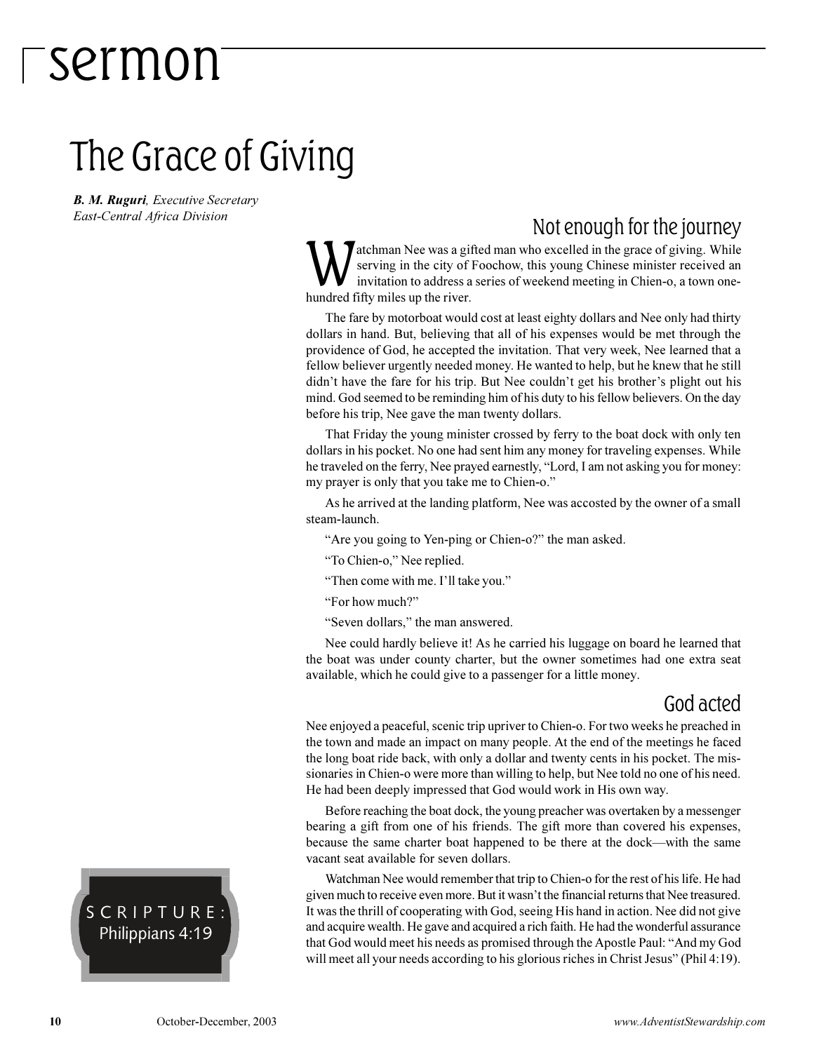# sermon

## The Grace of Giving

***B. M. Ruguri**, Executive Secretary*
*East-Central Africa Division*

### Not enough for the journey

Watchman Nee was a gifted man who excelled in the grace of giving. While serving in the city of Foochow, this young Chinese minister received an invitation to address a series of weekend meeting in Chien-o, a town one-hundred fifty miles up the river.

The fare by motorboat would cost at least eighty dollars and Nee only had thirty dollars in hand. But, believing that all of his expenses would be met through the providence of God, he accepted the invitation. That very week, Nee learned that a fellow believer urgently needed money. He wanted to help, but he knew that he still didn't have the fare for his trip. But Nee couldn't get his brother's plight out his mind. God seemed to be reminding him of his duty to his fellow believers. On the day before his trip, Nee gave the man twenty dollars.

That Friday the young minister crossed by ferry to the boat dock with only ten dollars in his pocket. No one had sent him any money for traveling expenses. While he traveled on the ferry, Nee prayed earnestly, "Lord, I am not asking you for money: my prayer is only that you take me to Chien-o."

As he arrived at the landing platform, Nee was accosted by the owner of a small steam-launch.

"Are you going to Yen-ping or Chien-o?" the man asked.

"To Chien-o," Nee replied.

"Then come with me. I'll take you."

"For how much?"

"Seven dollars," the man answered.

Nee could hardly believe it! As he carried his luggage on board he learned that the boat was under county charter, but the owner sometimes had one extra seat available, which he could give to a passenger for a little money.

### God acted

Nee enjoyed a peaceful, scenic trip upriver to Chien-o. For two weeks he preached in the town and made an impact on many people. At the end of the meetings he faced the long boat ride back, with only a dollar and twenty cents in his pocket. The missionaries in Chien-o were more than willing to help, but Nee told no one of his need. He had been deeply impressed that God would work in His own way.

Before reaching the boat dock, the young preacher was overtaken by a messenger bearing a gift from one of his friends. The gift more than covered his expenses, because the same charter boat happened to be there at the dock—with the same vacant seat available for seven dollars.

Watchman Nee would remember that trip to Chien-o for the rest of his life. He had given much to receive even more. But it wasn't the financial returns that Nee treasured. It was the thrill of cooperating with God, seeing His hand in action. Nee did not give and acquire wealth. He gave and acquired a rich faith. He had the wonderful assurance that God would meet his needs as promised through the Apostle Paul: "And my God will meet all your needs according to his glorious riches in Christ Jesus" (Phil 4:19).

SCRIPTURE:
Philippians 4:19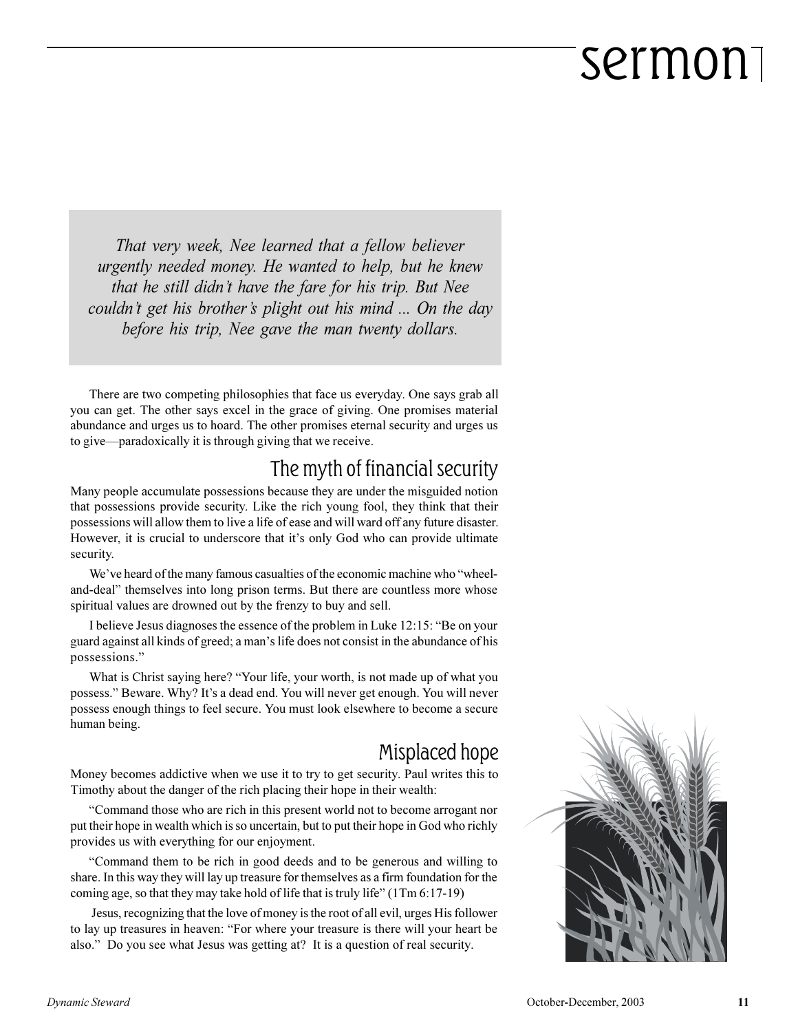# sermon

*That very week, Nee learned that a fellow believer urgently needed money. He wanted to help, but he knew that he still didn't have the fare for his trip. But Nee couldn't get his brother's plight out his mind ... On the day before his trip, Nee gave the man twenty dollars.*

There are two competing philosophies that face us everyday. One says grab all you can get. The other says excel in the grace of giving. One promises material abundance and urges us to hoard. The other promises eternal security and urges us to give—paradoxically it is through giving that we receive.

## The myth of financial security

Many people accumulate possessions because they are under the misguided notion that possessions provide security. Like the rich young fool, they think that their possessions will allow them to live a life of ease and will ward off any future disaster. However, it is crucial to underscore that it's only God who can provide ultimate security.

We've heard of the many famous casualties of the economic machine who "wheel-and-deal" themselves into long prison terms. But there are countless more whose spiritual values are drowned out by the frenzy to buy and sell.

I believe Jesus diagnoses the essence of the problem in Luke 12:15: "Be on your guard against all kinds of greed; a man's life does not consist in the abundance of his possessions."

What is Christ saying here? "Your life, your worth, is not made up of what you possess." Beware. Why? It's a dead end. You will never get enough. You will never possess enough things to feel secure. You must look elsewhere to become a secure human being.

## Misplaced hope

Money becomes addictive when we use it to try to get security. Paul writes this to Timothy about the danger of the rich placing their hope in their wealth:

"Command those who are rich in this present world not to become arrogant nor put their hope in wealth which is so uncertain, but to put their hope in God who richly provides us with everything for our enjoyment.

"Command them to be rich in good deeds and to be generous and willing to share. In this way they will lay up treasure for themselves as a firm foundation for the coming age, so that they may take hold of life that is truly life" (1Tm 6:17-19)

Jesus, recognizing that the love of money is the root of all evil, urges His follower to lay up treasures in heaven: "For where your treasure is there will your heart be also." Do you see what Jesus was getting at? It is a question of real security.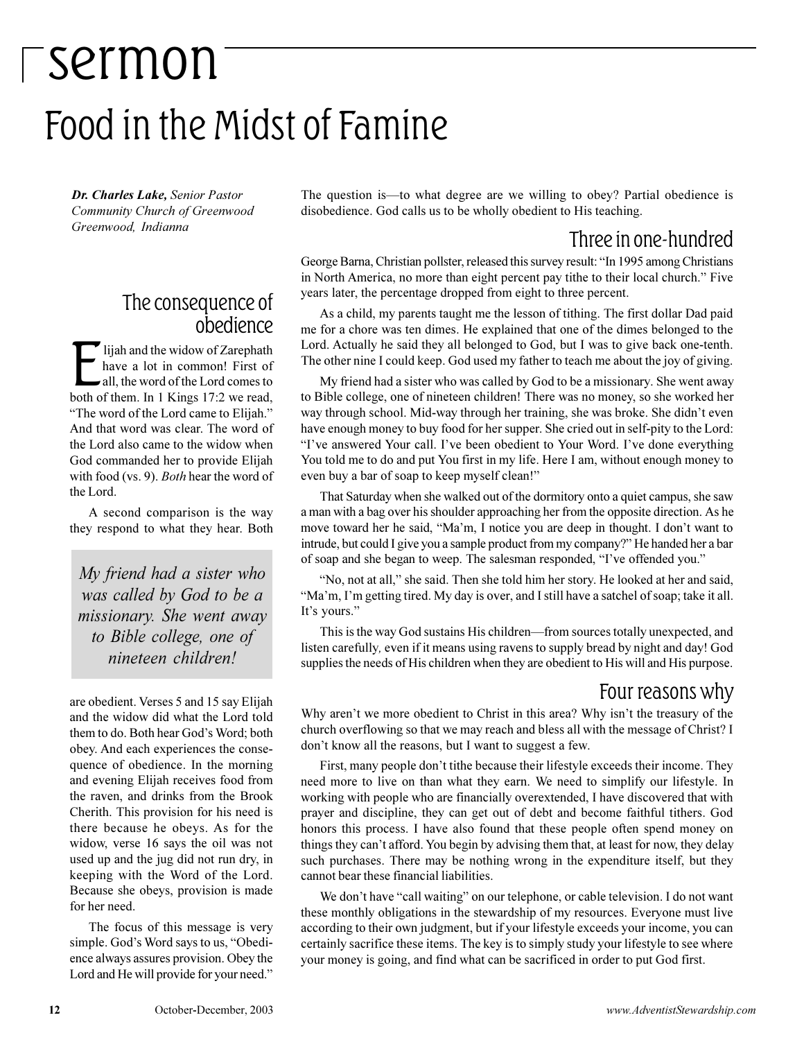# sermon

## Food in the Midst of Famine

***Dr. Charles Lake,*** *Senior Pastor*
*Community Church of Greenwood*
*Greenwood, Indianna*

### The consequence of obedience

Elijah and the widow of Zarephath have a lot in common! First of all, the word of the Lord comes to both of them. In 1 Kings 17:2 we read, "The word of the Lord came to Elijah." And that word was clear. The word of the Lord also came to the widow when God commanded her to provide Elijah with food (vs. 9). *Both* hear the word of the Lord.

A second comparison is the way they respond to what they hear. Both are obedient. Verses 5 and 15 say Elijah and the widow did what the Lord told them to do. Both hear God's Word; both obey. And each experiences the consequence of obedience. In the morning and evening Elijah receives food from the raven, and drinks from the Brook Cherith. This provision for his need is there because he obeys. As for the widow, verse 16 says the oil was not used up and the jug did not run dry, in keeping with the Word of the Lord. Because she obeys, provision is made for her need.

> *My friend had a sister who was called by God to be a missionary. She went away to Bible college, one of nineteen children!*

The focus of this message is very simple. God's Word says to us, "Obedience always assures provision. Obey the Lord and He will provide for your need." The question is—to what degree are we willing to obey? Partial obedience is disobedience. God calls us to be wholly obedient to His teaching.

### Three in one-hundred

George Barna, Christian pollster, released this survey result: "In 1995 among Christians in North America, no more than eight percent pay tithe to their local church." Five years later, the percentage dropped from eight to three percent.

As a child, my parents taught me the lesson of tithing. The first dollar Dad paid me for a chore was ten dimes. He explained that one of the dimes belonged to the Lord. Actually he said they all belonged to God, but I was to give back one-tenth. The other nine I could keep. God used my father to teach me about the joy of giving.

My friend had a sister who was called by God to be a missionary. She went away to Bible college, one of nineteen children! There was no money, so she worked her way through school. Mid-way through her training, she was broke. She didn't even have enough money to buy food for her supper. She cried out in self-pity to the Lord: "I've answered Your call. I've been obedient to Your Word. I've done everything You told me to do and put You first in my life. Here I am, without enough money to even buy a bar of soap to keep myself clean!"

That Saturday when she walked out of the dormitory onto a quiet campus, she saw a man with a bag over his shoulder approaching her from the opposite direction. As he move toward her he said, "Ma'm, I notice you are deep in thought. I don't want to intrude, but could I give you a sample product from my company?" He handed her a bar of soap and she began to weep. The salesman responded, "I've offended you."

"No, not at all," she said. Then she told him her story. He looked at her and said, "Ma'm, I'm getting tired. My day is over, and I still have a satchel of soap; take it all. It's yours."

This is the way God sustains His children—from sources totally unexpected, and listen carefully*,* even if it means using ravens to supply bread by night and day! God supplies the needs of His children when they are obedient to His will and His purpose.

### Four reasons why

Why aren't we more obedient to Christ in this area? Why isn't the treasury of the church overflowing so that we may reach and bless all with the message of Christ? I don't know all the reasons, but I want to suggest a few.

First, many people don't tithe because their lifestyle exceeds their income. They need more to live on than what they earn. We need to simplify our lifestyle. In working with people who are financially overextended, I have discovered that with prayer and discipline, they can get out of debt and become faithful tithers. God honors this process. I have also found that these people often spend money on things they can't afford. You begin by advising them that, at least for now, they delay such purchases. There may be nothing wrong in the expenditure itself, but they cannot bear these financial liabilities.

We don't have "call waiting" on our telephone, or cable television. I do not want these monthly obligations in the stewardship of my resources. Everyone must live according to their own judgment, but if your lifestyle exceeds your income, you can certainly sacrifice these items. The key is to simply study your lifestyle to see where your money is going, and find what can be sacrificed in order to put God first.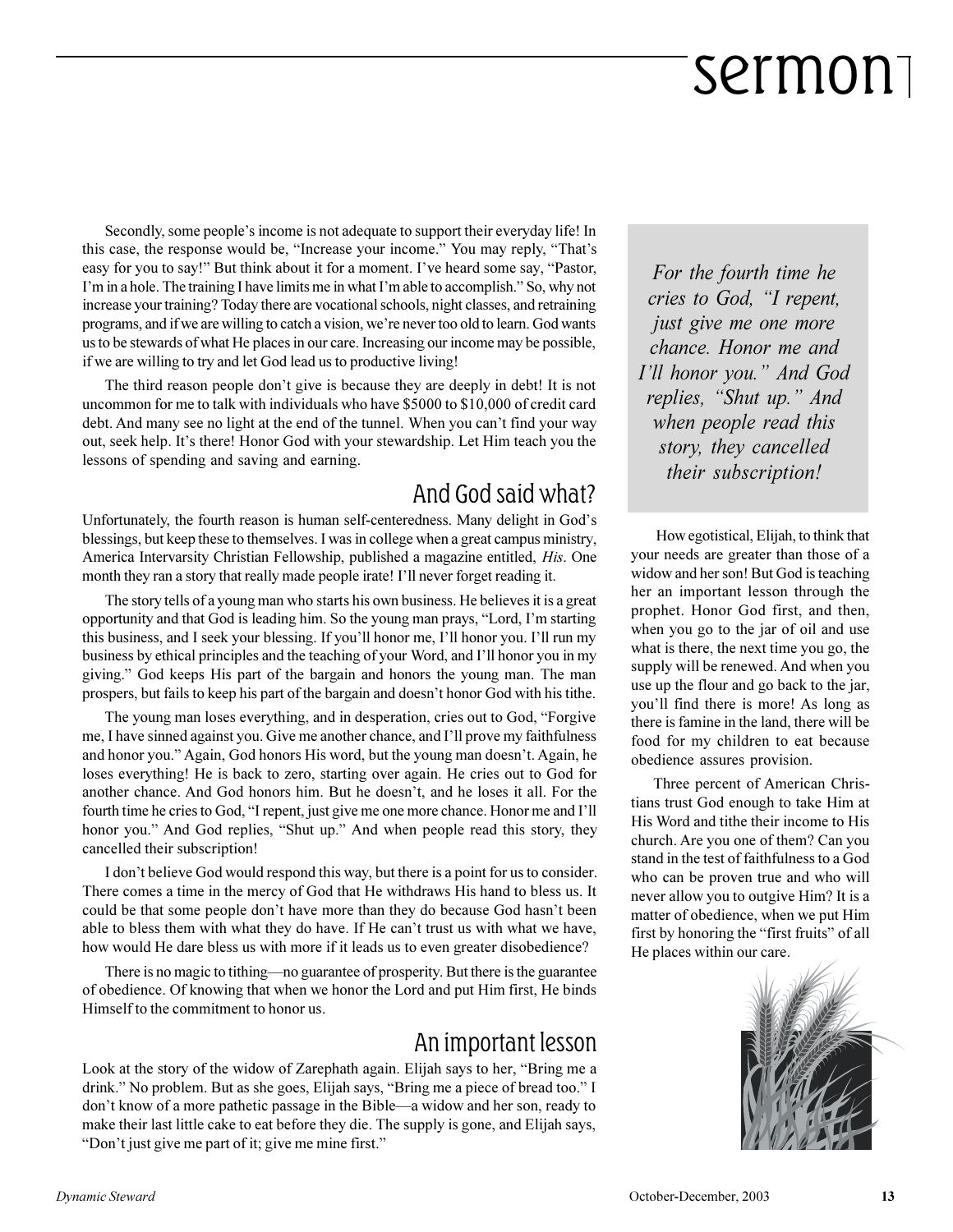Secondly, some people's income is not adequate to support their everyday life! In this case, the response would be, "Increase your income." You may reply, "That's easy for you to say!" But think about it for a moment. I've heard some say, "Pastor, I'm in a hole. The training I have limits me in what I'm able to accomplish." So, why not increase your training? Today there are vocational schools, night classes, and retraining programs, and if we are willing to catch a vision, we're never too old to learn. God wants us to be stewards of what He places in our care. Increasing our income may be possible, if we are willing to try and let God lead us to productive living!

The third reason people don't give is because they are deeply in debt! It is not uncommon for me to talk with individuals who have $5000 to $10,000 of credit card debt. And many see no light at the end of the tunnel. When you can't find your way out, seek help. It's there! Honor God with your stewardship. Let Him teach you the lessons of spending and saving and earning.

## And God said what?

Unfortunately, the fourth reason is human self-centeredness. Many delight in God's blessings, but keep these to themselves. I was in college when a great campus ministry, America Intervarsity Christian Fellowship, published a magazine entitled, *His*. One month they ran a story that really made people irate! I'll never forget reading it.

The story tells of a young man who starts his own business. He believes it is a great opportunity and that God is leading him. So the young man prays, "Lord, I'm starting this business, and I seek your blessing. If you'll honor me, I'll honor you. I'll run my business by ethical principles and the teaching of your Word, and I'll honor you in my giving." God keeps His part of the bargain and honors the young man. The man prospers, but fails to keep his part of the bargain and doesn't honor God with his tithe.

The young man loses everything, and in desperation, cries out to God, "Forgive me, I have sinned against you. Give me another chance, and I'll prove my faithfulness and honor you." Again, God honors His word, but the young man doesn't. Again, he loses everything! He is back to zero, starting over again. He cries out to God for another chance. And God honors him. But he doesn't, and he loses it all. For the fourth time he cries to God, "I repent, just give me one more chance. Honor me and I'll honor you." And God replies, "Shut up." And when people read this story, they cancelled their subscription!

> *For the fourth time he cries to God, "I repent, just give me one more chance. Honor me and I'll honor you." And God replies, "Shut up." And when people read this story, they cancelled their subscription!*

I don't believe God would respond this way, but there is a point for us to consider. There comes a time in the mercy of God that He withdraws His hand to bless us. It could be that some people don't have more than they do because God hasn't been able to bless them with what they do have. If He can't trust us with what we have, how would He dare bless us with more if it leads us to even greater disobedience?

There is no magic to tithing—no guarantee of prosperity. But there is the guarantee of obedience. Of knowing that when we honor the Lord and put Him first, He binds Himself to the commitment to honor us.

## An important lesson

Look at the story of the widow of Zarephath again. Elijah says to her, "Bring me a drink." No problem. But as she goes, Elijah says, "Bring me a piece of bread too." I don't know of a more pathetic passage in the Bible—a widow and her son, ready to make their last little cake to eat before they die. The supply is gone, and Elijah says, "Don't just give me part of it; give me mine first."

How egotistical, Elijah, to think that your needs are greater than those of a widow and her son! But God is teaching her an important lesson through the prophet. Honor God first, and then, when you go to the jar of oil and use what is there, the next time you go, the supply will be renewed. And when you use up the flour and go back to the jar, you'll find there is more! As long as there is famine in the land, there will be food for my children to eat because obedience assures provision.

Three percent of American Christians trust God enough to take Him at His Word and tithe their income to His church. Are you one of them? Can you stand in the test of faithfulness to a God who can be proven true and who will never allow you to outgive Him? It is a matter of obedience, when we put Him first by honoring the "first fruits" of all He places within our care.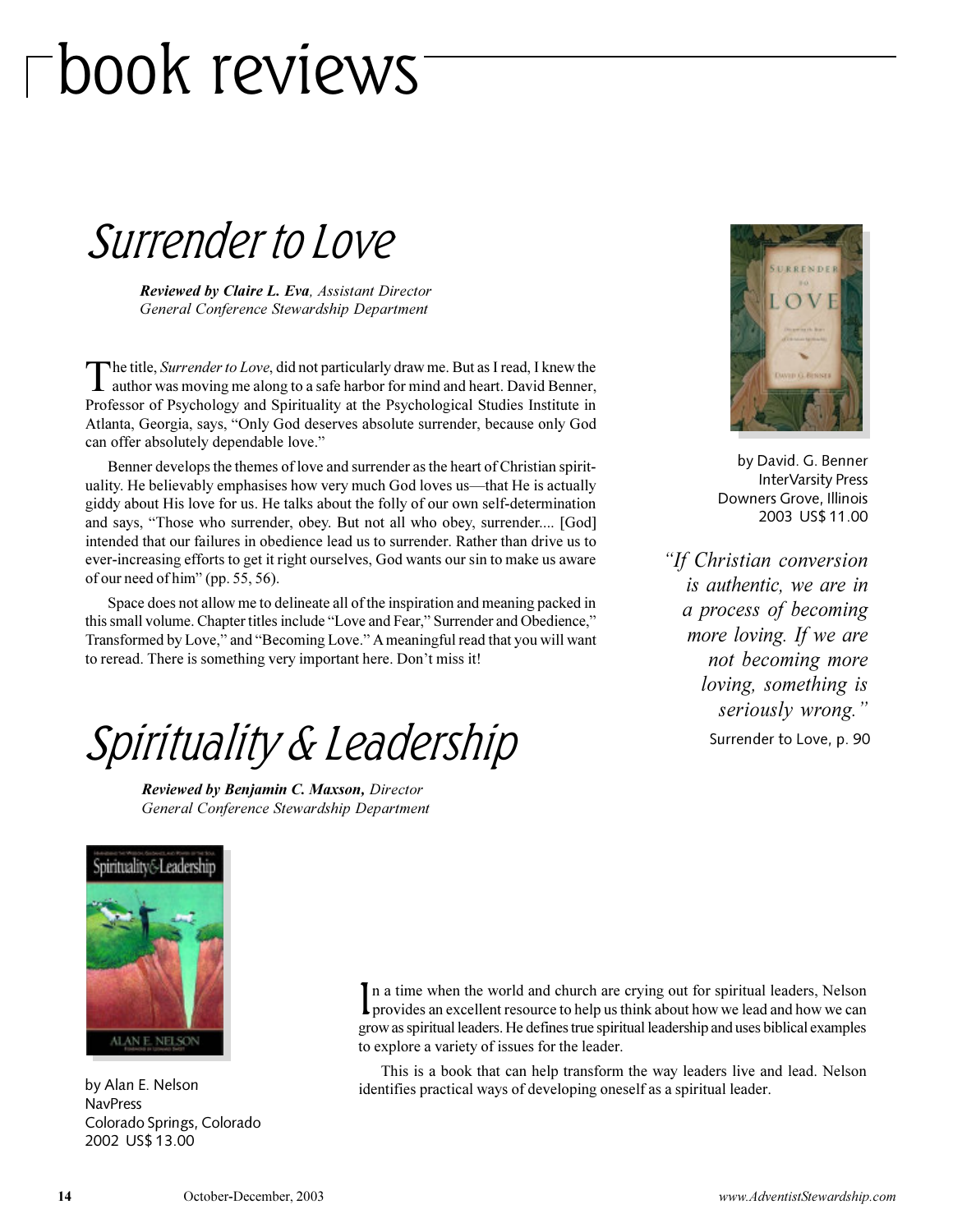# book reviews

## *Surrender to Love*

***Reviewed by Claire L. Eva****, Assistant Director*
*General Conference Stewardship Department*

The title, *Surrender to Love*, did not particularly draw me. But as I read, I knew the author was moving me along to a safe harbor for mind and heart. David Benner, Professor of Psychology and Spirituality at the Psychological Studies Institute in Atlanta, Georgia, says, "Only God deserves absolute surrender, because only God can offer absolutely dependable love."

Benner develops the themes of love and surrender as the heart of Christian spirituality. He believably emphasises how very much God loves us—that He is actually giddy about His love for us. He talks about the folly of our own self-determination and says, "Those who surrender, obey. But not all who obey, surrender.... [God] intended that our failures in obedience lead us to surrender. Rather than drive us to ever-increasing efforts to get it right ourselves, God wants our sin to make us aware of our need of him" (pp. 55, 56).

Space does not allow me to delineate all of the inspiration and meaning packed in this small volume. Chapter titles include "Love and Fear," Surrender and Obedience," Transformed by Love," and "Becoming Love." A meaningful read that you will want to reread. There is something very important here. Don't miss it!

by David. G. Benner
InterVarsity Press
Downers Grove, Illinois
2003 US$ 11.00

*"If Christian conversion is authentic, we are in a process of becoming more loving. If we are not becoming more loving, something is seriously wrong."*
Surrender to Love, p. 90

## *Spirituality & Leadership*

***Reviewed by Benjamin C. Maxson,*** *Director*
*General Conference Stewardship Department*

by Alan E. Nelson
NavPress
Colorado Springs, Colorado
2002 US$ 13.00

In a time when the world and church are crying out for spiritual leaders, Nelson provides an excellent resource to help us think about how we lead and how we can grow as spiritual leaders. He defines true spiritual leadership and uses biblical examples to explore a variety of issues for the leader.

This is a book that can help transform the way leaders live and lead. Nelson identifies practical ways of developing oneself as a spiritual leader.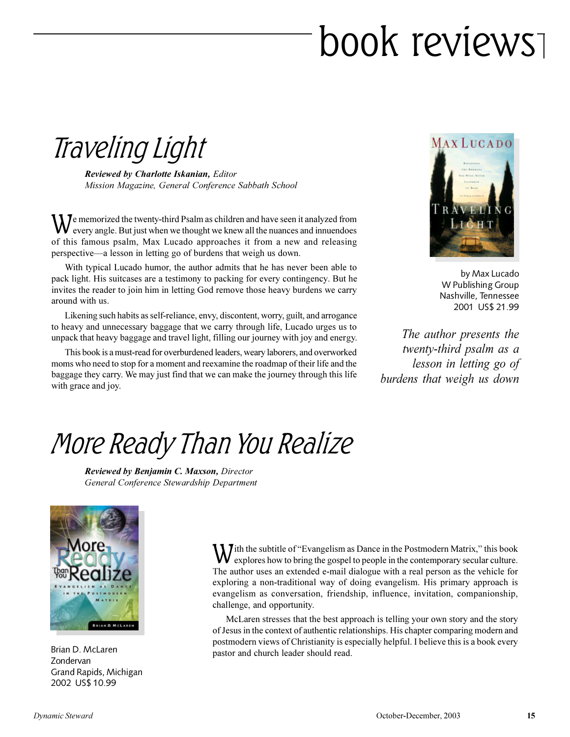# book reviews

## Traveling Light

***Reviewed by Charlotte Iskanian,*** *Editor*
*Mission Magazine, General Conference Sabbath School*

We memorized the twenty-third Psalm as children and have seen it analyzed from every angle. But just when we thought we knew all the nuances and innuendoes of this famous psalm, Max Lucado approaches it from a new and releasing perspective—a lesson in letting go of burdens that weigh us down.

With typical Lucado humor, the author admits that he has never been able to pack light. His suitcases are a testimony to packing for every contingency. But he invites the reader to join him in letting God remove those heavy burdens we carry around with us.

Likening such habits as self-reliance, envy, discontent, worry, guilt, and arrogance to heavy and unnecessary baggage that we carry through life, Lucado urges us to unpack that heavy baggage and travel light, filling our journey with joy and energy.

This book is a must-read for overburdened leaders, weary laborers, and overworked moms who need to stop for a moment and reexamine the roadmap of their life and the baggage they carry. We may just find that we can make the journey through this life with grace and joy.

by Max Lucado
W Publishing Group
Nashville, Tennessee
2001 US$ 21.99

*The author presents the twenty-third psalm as a lesson in letting go of burdens that weigh us down*

## More Ready Than You Realize

***Reviewed by Benjamin C. Maxson,*** *Director*
*General Conference Stewardship Department*

Brian D. McLaren
Zondervan
Grand Rapids, Michigan
2002 US$ 10.99

With the subtitle of "Evangelism as Dance in the Postmodern Matrix," this book explores how to bring the gospel to people in the contemporary secular culture. The author uses an extended e-mail dialogue with a real person as the vehicle for exploring a non-traditional way of doing evangelism. His primary approach is evangelism as conversation, friendship, influence, invitation, companionship, challenge, and opportunity.

McLaren stresses that the best approach is telling your own story and the story of Jesus in the context of authentic relationships. His chapter comparing modern and postmodern views of Christianity is especially helpful. I believe this is a book every pastor and church leader should read.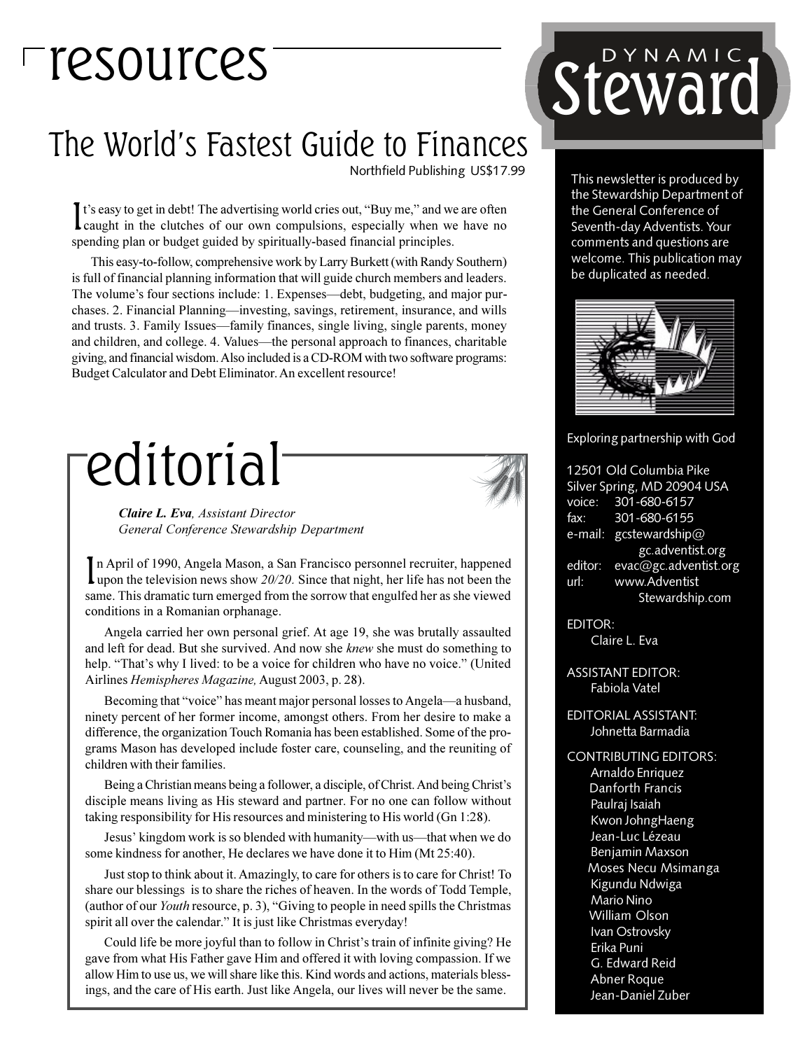# resources

## The World's Fastest Guide to Finances

Northfield Publishing US$17.99

It's easy to get in debt! The advertising world cries out, "Buy me," and we are often caught in the clutches of our own compulsions, especially when we have no spending plan or budget guided by spiritually-based financial principles.

This easy-to-follow, comprehensive work by Larry Burkett (with Randy Southern) is full of financial planning information that will guide church members and leaders. The volume's four sections include: 1. Expenses—debt, budgeting, and major purchases. 2. Financial Planning—investing, savings, retirement, insurance, and wills and trusts. 3. Family Issues—family finances, single living, single parents, money and children, and college. 4. Values—the personal approach to finances, charitable giving, and financial wisdom. Also included is a CD-ROM with two software programs: Budget Calculator and Debt Eliminator. An excellent resource!

# editorial

***Claire L. Eva**, Assistant Director*
*General Conference Stewardship Department*

In April of 1990, Angela Mason, a San Francisco personnel recruiter, happened upon the television news show *20/20.* Since that night, her life has not been the same. This dramatic turn emerged from the sorrow that engulfed her as she viewed conditions in a Romanian orphanage.

Angela carried her own personal grief. At age 19, she was brutally assaulted and left for dead. But she survived. And now she *knew* she must do something to help. "That's why I lived: to be a voice for children who have no voice." (United Airlines *Hemispheres Magazine,* August 2003, p. 28).

Becoming that "voice" has meant major personal losses to Angela—a husband, ninety percent of her former income, amongst others. From her desire to make a difference, the organization Touch Romania has been established. Some of the programs Mason has developed include foster care, counseling, and the reuniting of children with their families.

Being a Christian means being a follower, a disciple, of Christ. And being Christ's disciple means living as His steward and partner. For no one can follow without taking responsibility for His resources and ministering to His world (Gn 1:28).

Jesus' kingdom work is so blended with humanity—with us—that when we do some kindness for another, He declares we have done it to Him (Mt 25:40).

Just stop to think about it. Amazingly, to care for others is to care for Christ! To share our blessings is to share the riches of heaven. In the words of Todd Temple, (author of our *Youth* resource, p. 3), "Giving to people in need spills the Christmas spirit all over the calendar." It is just like Christmas everyday!

Could life be more joyful than to follow in Christ's train of infinite giving? He gave from what His Father gave Him and offered it with loving compassion. If we allow Him to use us, we will share like this. Kind words and actions, materials blessings, and the care of His earth. Just like Angela, our lives will never be the same.

---

## DYNAMIC Steward

This newsletter is produced by the Stewardship Department of the General Conference of Seventh-day Adventists. Your comments and questions are welcome. This publication may be duplicated as needed.

Exploring partnership with God

12501 Old Columbia Pike
Silver Spring, MD 20904 USA
voice: 301-680-6157
fax: 301-680-6155
e-mail: gcstewardship@gc.adventist.org
editor: evac@gc.adventist.org
url: www.AdventistStewardship.com

EDITOR:
Claire L. Eva

ASSISTANT EDITOR:
Fabiola Vatel

EDITORIAL ASSISTANT:
Johnetta Barmadia

CONTRIBUTING EDITORS:
Arnaldo Enriquez
Danforth Francis
Paulraj Isaiah
Kwon JohngHaeng
Jean-Luc Lézeau
Benjamin Maxson
Moses Necu Msimanga
Kigundu Ndwiga
Mario Nino
William Olson
Ivan Ostrovsky
Erika Puni
G. Edward Reid
Abner Roque
Jean-Daniel Zuber